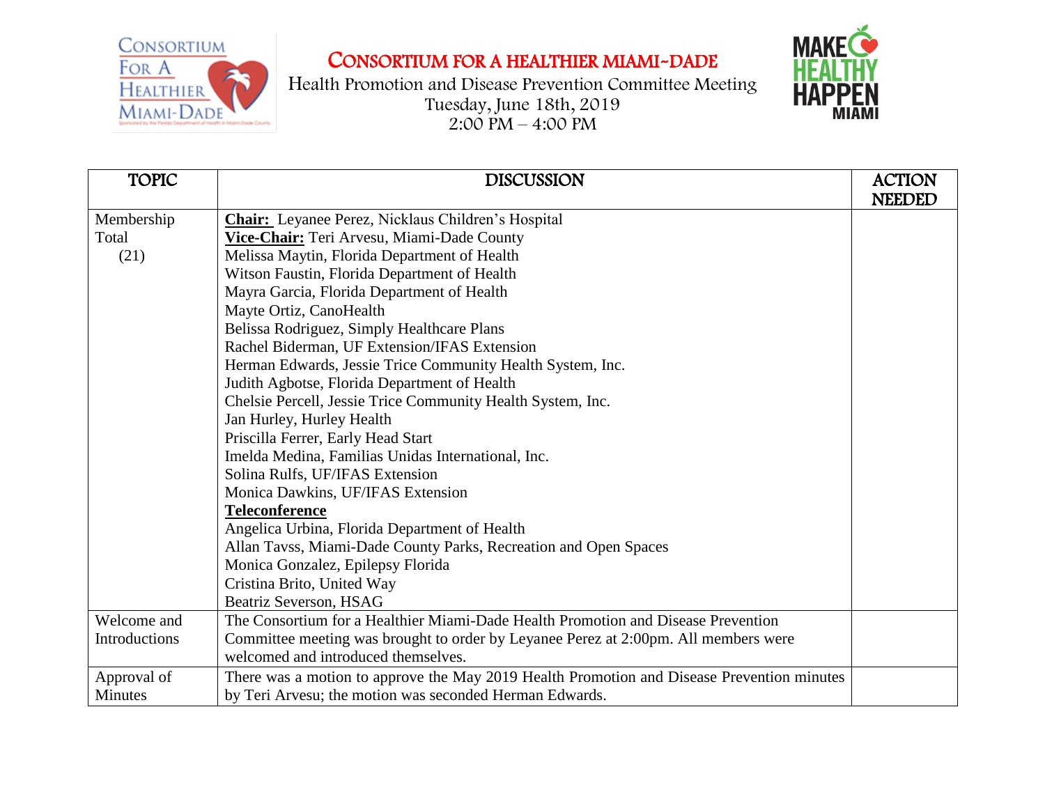# CONSORTIUM FOR A HEALTHIER MIAMI-DADE

Health Promotion and Disease Prevention Committee Meeting
Tuesday, June 18th, 2019
2:00 PM – 4:00 PM

| TOPIC | DISCUSSION | ACTION NEEDED |
|---|---|---|
| Membership Total (21) | **Chair:** Leyanee Perez, Nicklaus Children's Hospital<br>**Vice-Chair:** Teri Arvesu, Miami-Dade County<br>Melissa Maytin, Florida Department of Health<br>Witson Faustin, Florida Department of Health<br>Mayra Garcia, Florida Department of Health<br>Mayte Ortiz, CanoHealth<br>Belissa Rodriguez, Simply Healthcare Plans<br>Rachel Biderman, UF Extension/IFAS Extension<br>Herman Edwards, Jessie Trice Community Health System, Inc.<br>Judith Agbotse, Florida Department of Health<br>Chelsie Percell, Jessie Trice Community Health System, Inc.<br>Jan Hurley, Hurley Health<br>Priscilla Ferrer, Early Head Start<br>Imelda Medina, Familias Unidas International, Inc.<br>Solina Rulfs, UF/IFAS Extension<br>Monica Dawkins, UF/IFAS Extension<br>**Teleconference**<br>Angelica Urbina, Florida Department of Health<br>Allan Tavss, Miami-Dade County Parks, Recreation and Open Spaces<br>Monica Gonzalez, Epilepsy Florida<br>Cristina Brito, United Way<br>Beatriz Severson, HSAG | |
| Welcome and Introductions | The Consortium for a Healthier Miami-Dade Health Promotion and Disease Prevention Committee meeting was brought to order by Leyanee Perez at 2:00pm. All members were welcomed and introduced themselves. | |
| Approval of Minutes | There was a motion to approve the May 2019 Health Promotion and Disease Prevention minutes by Teri Arvesu; the motion was seconded Herman Edwards. | |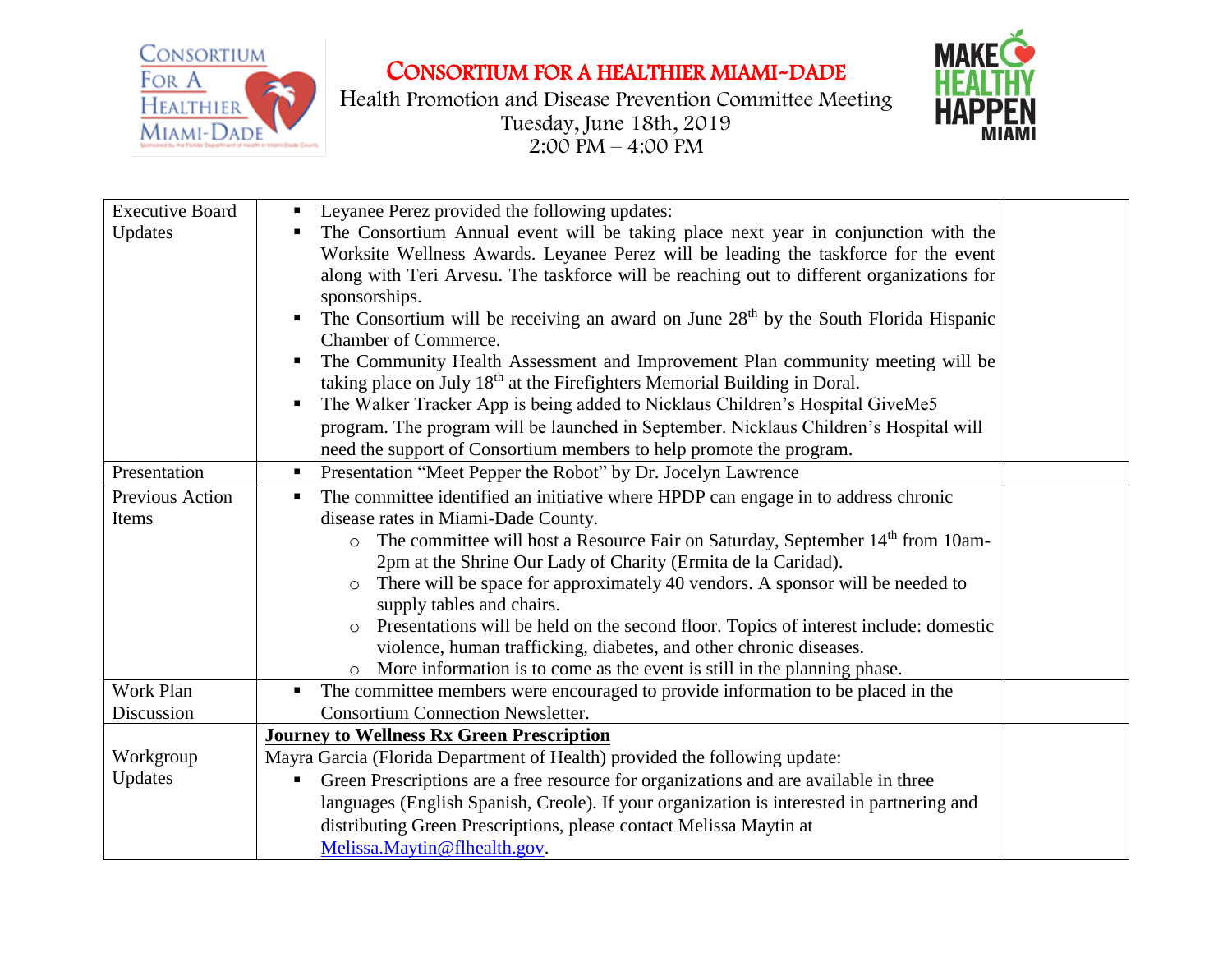# CONSORTIUM FOR A HEALTHIER MIAMI-DADE

Health Promotion and Disease Prevention Committee Meeting
Tuesday, June 18th, 2019
2:00 PM – 4:00 PM

| | | |
|---|---|---|
| Executive Board Updates | ▪ Leyanee Perez provided the following updates:<br>▪ The Consortium Annual event will be taking place next year in conjunction with the Worksite Wellness Awards. Leyanee Perez will be leading the taskforce for the event along with Teri Arvesu. The taskforce will be reaching out to different organizations for sponsorships.<br>▪ The Consortium will be receiving an award on June 28th by the South Florida Hispanic Chamber of Commerce.<br>▪ The Community Health Assessment and Improvement Plan community meeting will be taking place on July 18th at the Firefighters Memorial Building in Doral.<br>▪ The Walker Tracker App is being added to Nicklaus Children's Hospital GiveMe5 program. The program will be launched in September. Nicklaus Children's Hospital will need the support of Consortium members to help promote the program. | |
| Presentation | ▪ Presentation "Meet Pepper the Robot" by Dr. Jocelyn Lawrence | |
| Previous Action Items | ▪ The committee identified an initiative where HPDP can engage in to address chronic disease rates in Miami-Dade County.<br>○ The committee will host a Resource Fair on Saturday, September 14th from 10am-2pm at the Shrine Our Lady of Charity (Ermita de la Caridad).<br>○ There will be space for approximately 40 vendors. A sponsor will be needed to supply tables and chairs.<br>○ Presentations will be held on the second floor. Topics of interest include: domestic violence, human trafficking, diabetes, and other chronic diseases.<br>○ More information is to come as the event is still in the planning phase. | |
| Work Plan Discussion | ▪ The committee members were encouraged to provide information to be placed in the Consortium Connection Newsletter. | |
| Workgroup Updates | **Journey to Wellness Rx Green Prescription**<br>Mayra Garcia (Florida Department of Health) provided the following update:<br>▪ Green Prescriptions are a free resource for organizations and are available in three languages (English Spanish, Creole). If your organization is interested in partnering and distributing Green Prescriptions, please contact Melissa Maytin at Melissa.Maytin@flhealth.gov. | |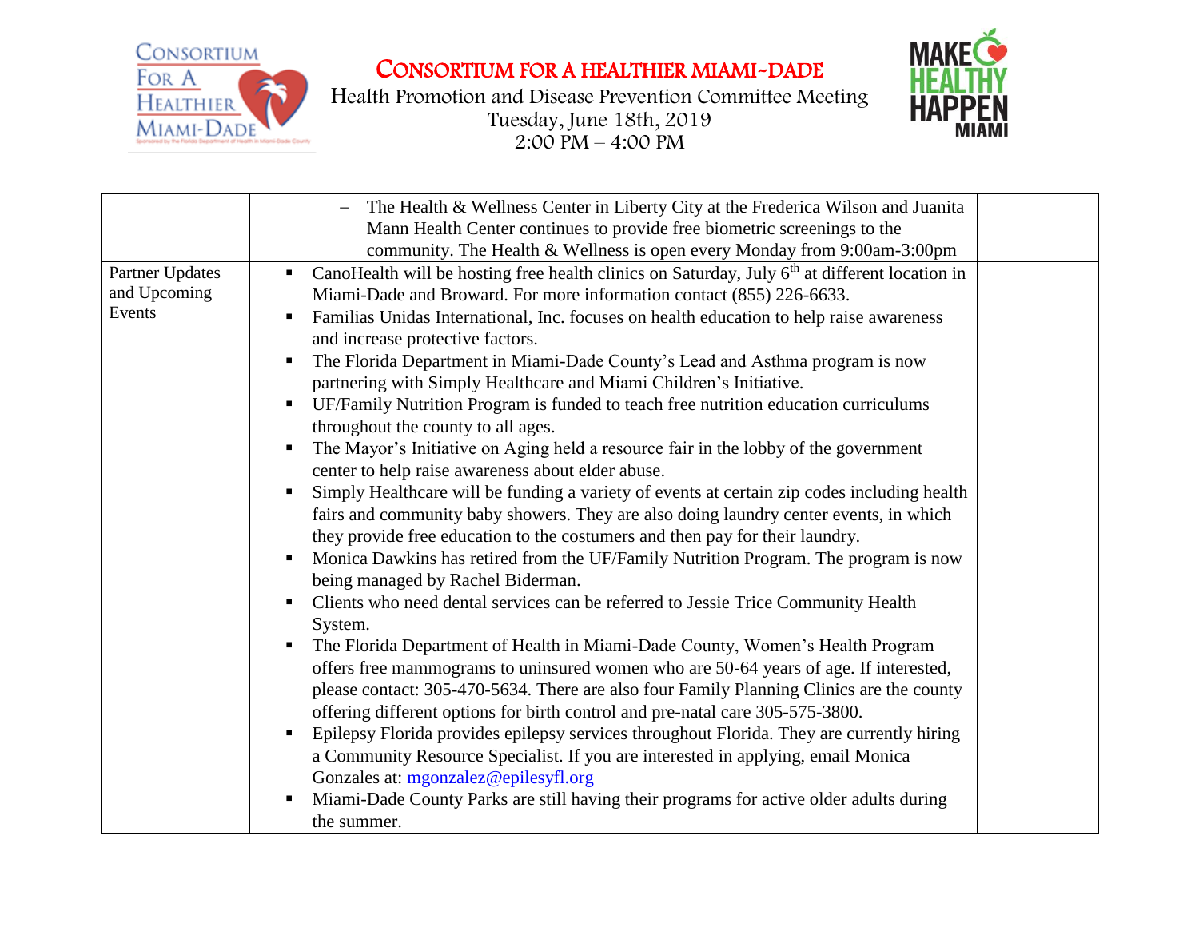# Consortium for a Healthier Miami-Dade

Health Promotion and Disease Prevention Committee Meeting
Tuesday, June 18th, 2019
2:00 PM – 4:00 PM

| | | |
|---|---|---|
| | – The Health & Wellness Center in Liberty City at the Frederica Wilson and Juanita Mann Health Center continues to provide free biometric screenings to the community. The Health & Wellness is open every Monday from 9:00am-3:00pm | |
| Partner Updates and Upcoming Events | ▪ CanoHealth will be hosting free health clinics on Saturday, July 6th at different location in Miami-Dade and Broward. For more information contact (855) 226-6633.<br>▪ Familias Unidas International, Inc. focuses on health education to help raise awareness and increase protective factors.<br>▪ The Florida Department in Miami-Dade County's Lead and Asthma program is now partnering with Simply Healthcare and Miami Children's Initiative.<br>▪ UF/Family Nutrition Program is funded to teach free nutrition education curriculums throughout the county to all ages.<br>▪ The Mayor's Initiative on Aging held a resource fair in the lobby of the government center to help raise awareness about elder abuse.<br>▪ Simply Healthcare will be funding a variety of events at certain zip codes including health fairs and community baby showers. They are also doing laundry center events, in which they provide free education to the costumers and then pay for their laundry.<br>▪ Monica Dawkins has retired from the UF/Family Nutrition Program. The program is now being managed by Rachel Biderman.<br>▪ Clients who need dental services can be referred to Jessie Trice Community Health System.<br>▪ The Florida Department of Health in Miami-Dade County, Women's Health Program offers free mammograms to uninsured women who are 50-64 years of age. If interested, please contact: 305-470-5634. There are also four Family Planning Clinics are the county offering different options for birth control and pre-natal care 305-575-3800.<br>▪ Epilepsy Florida provides epilepsy services throughout Florida. They are currently hiring a Community Resource Specialist. If you are interested in applying, email Monica Gonzales at: mgonzalez@epilesyfl.org<br>▪ Miami-Dade County Parks are still having their programs for active older adults during the summer. | |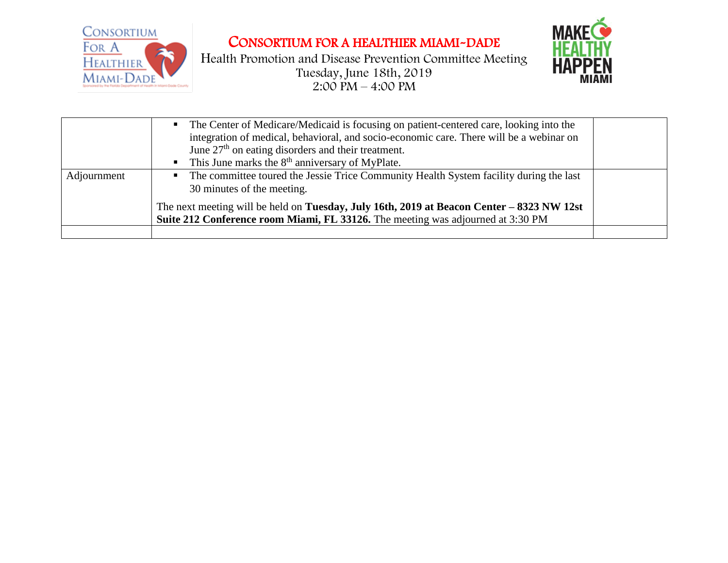# CONSORTIUM FOR A HEALTHIER MIAMI-DADE

Health Promotion and Disease Prevention Committee Meeting
Tuesday, June 18th, 2019
2:00 PM – 4:00 PM

| | | |
|---|---|---|
| | ▪ The Center of Medicare/Medicaid is focusing on patient-centered care, looking into the integration of medical, behavioral, and socio-economic care. There will be a webinar on June 27th on eating disorders and their treatment.<br>▪ This June marks the 8th anniversary of MyPlate. | |
| Adjournment | ▪ The committee toured the Jessie Trice Community Health System facility during the last 30 minutes of the meeting.<br><br>The next meeting will be held on **Tuesday, July 16th, 2019 at Beacon Center – 8323 NW 12st Suite 212 Conference room Miami, FL 33126.** The meeting was adjourned at 3:30 PM | |
| | | |